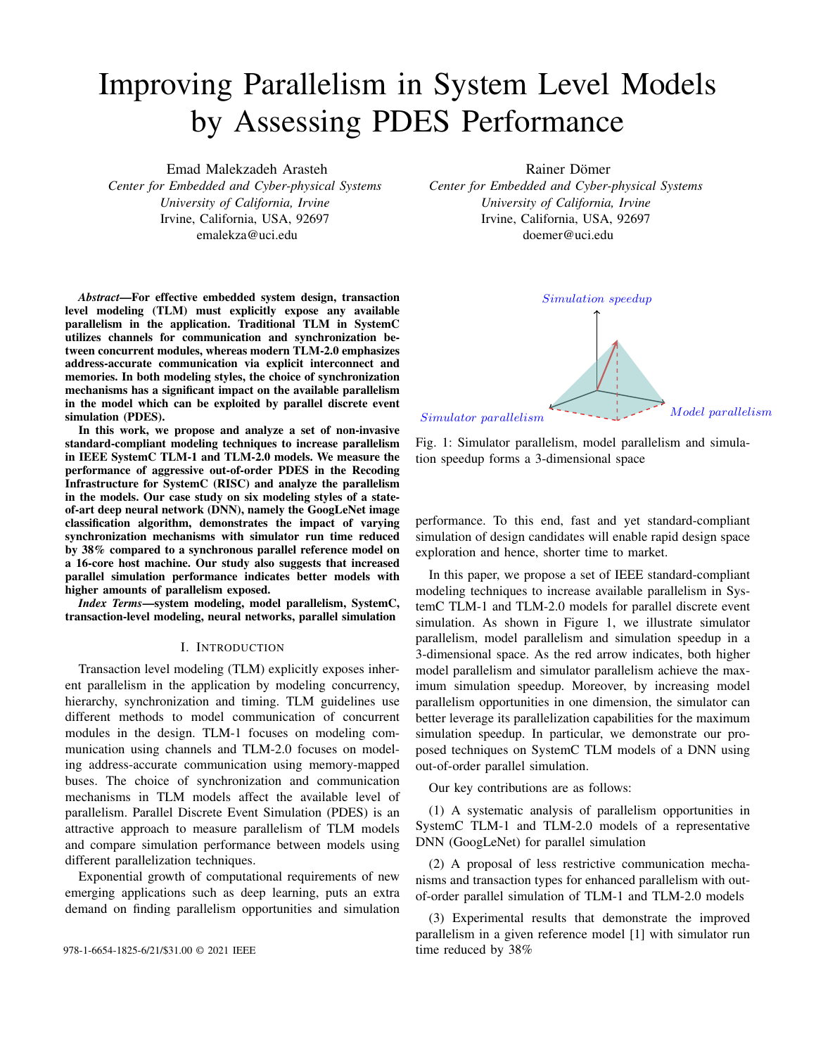# Improving Parallelism in System Level Models by Assessing PDES Performance

Emad Malekzadeh Arasteh
*Center for Embedded and Cyber-physical Systems*
*University of California, Irvine*
Irvine, California, USA, 92697
emalekza@uci.edu

Rainer Dömer
*Center for Embedded and Cyber-physical Systems*
*University of California, Irvine*
Irvine, California, USA, 92697
doemer@uci.edu

***Abstract*—For effective embedded system design, transaction level modeling (TLM) must explicitly expose any available parallelism in the application. Traditional TLM in SystemC utilizes channels for communication and synchronization between concurrent modules, whereas modern TLM-2.0 emphasizes address-accurate communication via explicit interconnect and memories. In both modeling styles, the choice of synchronization mechanisms has a significant impact on the available parallelism in the model which can be exploited by parallel discrete event simulation (PDES).**

**In this work, we propose and analyze a set of non-invasive standard-compliant modeling techniques to increase parallelism in IEEE SystemC TLM-1 and TLM-2.0 models. We measure the performance of aggressive out-of-order PDES in the Recoding Infrastructure for SystemC (RISC) and analyze the parallelism in the models. Our case study on six modeling styles of a state-of-art deep neural network (DNN), namely the GoogLeNet image classification algorithm, demonstrates the impact of varying synchronization mechanisms with simulator run time reduced by 38% compared to a synchronous parallel reference model on a 16-core host machine. Our study also suggests that increased parallel simulation performance indicates better models with higher amounts of parallelism exposed.**

***Index Terms*—system modeling, model parallelism, SystemC, transaction-level modeling, neural networks, parallel simulation**

## I. Introduction

Transaction level modeling (TLM) explicitly exposes inherent parallelism in the application by modeling concurrency, hierarchy, synchronization and timing. TLM guidelines use different methods to model communication of concurrent modules in the design. TLM-1 focuses on modeling communication using channels and TLM-2.0 focuses on modeling address-accurate communication using memory-mapped buses. The choice of synchronization and communication mechanisms in TLM models affect the available level of parallelism. Parallel Discrete Event Simulation (PDES) is an attractive approach to measure parallelism of TLM models and compare simulation performance between models using different parallelization techniques.

Exponential growth of computational requirements of new emerging applications such as deep learning, puts an extra demand on finding parallelism opportunities and simulation performance. To this end, fast and yet standard-compliant simulation of design candidates will enable rapid design space exploration and hence, shorter time to market.

Fig. 1: Simulator parallelism, model parallelism and simulation speedup forms a 3-dimensional space

In this paper, we propose a set of IEEE standard-compliant modeling techniques to increase available parallelism in SystemC TLM-1 and TLM-2.0 models for parallel discrete event simulation. As shown in Figure 1, we illustrate simulator parallelism, model parallelism and simulation speedup in a 3-dimensional space. As the red arrow indicates, both higher model parallelism and simulator parallelism achieve the maximum simulation speedup. Moreover, by increasing model parallelism opportunities in one dimension, the simulator can better leverage its parallelization capabilities for the maximum simulation speedup. In particular, we demonstrate our proposed techniques on SystemC TLM models of a DNN using out-of-order parallel simulation.

Our key contributions are as follows:

(1) A systematic analysis of parallelism opportunities in SystemC TLM-1 and TLM-2.0 models of a representative DNN (GoogLeNet) for parallel simulation

(2) A proposal of less restrictive communication mechanisms and transaction types for enhanced parallelism with out-of-order parallel simulation of TLM-1 and TLM-2.0 models

(3) Experimental results that demonstrate the improved parallelism in a given reference model [1] with simulator run time reduced by 38%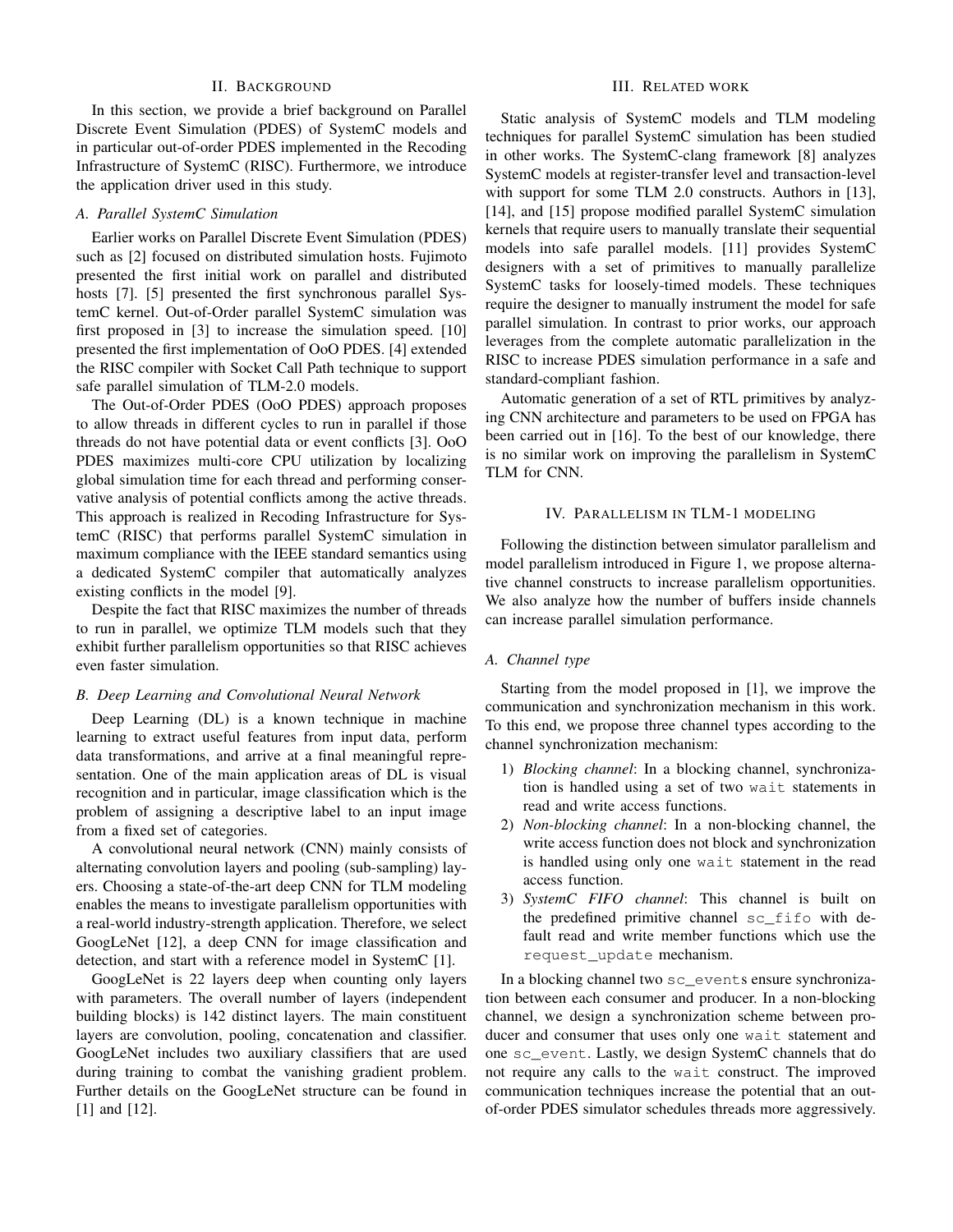## II. Background

In this section, we provide a brief background on Parallel Discrete Event Simulation (PDES) of SystemC models and in particular out-of-order PDES implemented in the Recoding Infrastructure of SystemC (RISC). Furthermore, we introduce the application driver used in this study.

### A. Parallel SystemC Simulation

Earlier works on Parallel Discrete Event Simulation (PDES) such as [2] focused on distributed simulation hosts. Fujimoto presented the first initial work on parallel and distributed hosts [7]. [5] presented the first synchronous parallel SystemC kernel. Out-of-Order parallel SystemC simulation was first proposed in [3] to increase the simulation speed. [10] presented the first implementation of OoO PDES. [4] extended the RISC compiler with Socket Call Path technique to support safe parallel simulation of TLM-2.0 models.

The Out-of-Order PDES (OoO PDES) approach proposes to allow threads in different cycles to run in parallel if those threads do not have potential data or event conflicts [3]. OoO PDES maximizes multi-core CPU utilization by localizing global simulation time for each thread and performing conservative analysis of potential conflicts among the active threads. This approach is realized in Recoding Infrastructure for SystemC (RISC) that performs parallel SystemC simulation in maximum compliance with the IEEE standard semantics using a dedicated SystemC compiler that automatically analyzes existing conflicts in the model [9].

Despite the fact that RISC maximizes the number of threads to run in parallel, we optimize TLM models such that they exhibit further parallelism opportunities so that RISC achieves even faster simulation.

### B. Deep Learning and Convolutional Neural Network

Deep Learning (DL) is a known technique in machine learning to extract useful features from input data, perform data transformations, and arrive at a final meaningful representation. One of the main application areas of DL is visual recognition and in particular, image classification which is the problem of assigning a descriptive label to an input image from a fixed set of categories.

A convolutional neural network (CNN) mainly consists of alternating convolution layers and pooling (sub-sampling) layers. Choosing a state-of-the-art deep CNN for TLM modeling enables the means to investigate parallelism opportunities with a real-world industry-strength application. Therefore, we select GoogLeNet [12], a deep CNN for image classification and detection, and start with a reference model in SystemC [1].

GoogLeNet is 22 layers deep when counting only layers with parameters. The overall number of layers (independent building blocks) is 142 distinct layers. The main constituent layers are convolution, pooling, concatenation and classifier. GoogLeNet includes two auxiliary classifiers that are used during training to combat the vanishing gradient problem. Further details on the GoogLeNet structure can be found in [1] and [12].

## III. Related work

Static analysis of SystemC models and TLM modeling techniques for parallel SystemC simulation has been studied in other works. The SystemC-clang framework [8] analyzes SystemC models at register-transfer level and transaction-level with support for some TLM 2.0 constructs. Authors in [13], [14], and [15] propose modified parallel SystemC simulation kernels that require users to manually translate their sequential models into safe parallel models. [11] provides SystemC designers with a set of primitives to manually parallelize SystemC tasks for loosely-timed models. These techniques require the designer to manually instrument the model for safe parallel simulation. In contrast to prior works, our approach leverages from the complete automatic parallelization in the RISC to increase PDES simulation performance in a safe and standard-compliant fashion.

Automatic generation of a set of RTL primitives by analyzing CNN architecture and parameters to be used on FPGA has been carried out in [16]. To the best of our knowledge, there is no similar work on improving the parallelism in SystemC TLM for CNN.

## IV. Parallelism in TLM-1 modeling

Following the distinction between simulator parallelism and model parallelism introduced in Figure 1, we propose alternative channel constructs to increase parallelism opportunities. We also analyze how the number of buffers inside channels can increase parallel simulation performance.

### A. Channel type

Starting from the model proposed in [1], we improve the communication and synchronization mechanism in this work. To this end, we propose three channel types according to the channel synchronization mechanism:

1) *Blocking channel*: In a blocking channel, synchronization is handled using a set of two `wait` statements in read and write access functions.
2) *Non-blocking channel*: In a non-blocking channel, the write access function does not block and synchronization is handled using only one `wait` statement in the read access function.
3) *SystemC FIFO channel*: This channel is built on the predefined primitive channel `sc_fifo` with default read and write member functions which use the `request_update` mechanism.

In a blocking channel two `sc_event`s ensure synchronization between each consumer and producer. In a non-blocking channel, we design a synchronization scheme between producer and consumer that uses only one `wait` statement and one `sc_event`. Lastly, we design SystemC channels that do not require any calls to the `wait` construct. The improved communication techniques increase the potential that an out-of-order PDES simulator schedules threads more aggressively.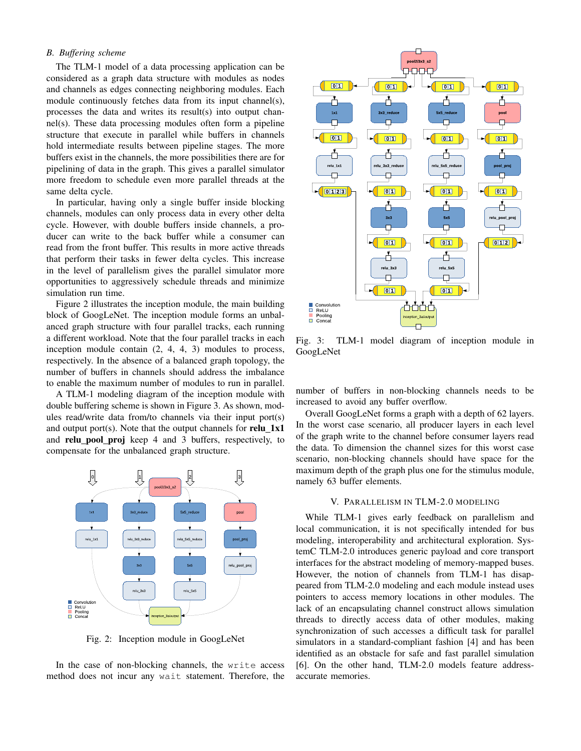### B. Buffering scheme

The TLM-1 model of a data processing application can be considered as a graph data structure with modules as nodes and channels as edges connecting neighboring modules. Each module continuously fetches data from its input channel(s), processes the data and writes its result(s) into output channel(s). These data processing modules often form a pipeline structure that execute in parallel while buffers in channels hold intermediate results between pipeline stages. The more buffers exist in the channels, the more possibilities there are for pipelining of data in the graph. This gives a parallel simulator more freedom to schedule even more parallel threads at the same delta cycle.

In particular, having only a single buffer inside blocking channels, modules can only process data in every other delta cycle. However, with double buffers inside channels, a producer can write to the back buffer while a consumer can read from the front buffer. This results in more active threads that perform their tasks in fewer delta cycles. This increase in the level of parallelism gives the parallel simulator more opportunities to aggressively schedule threads and minimize simulation run time.

Figure 2 illustrates the inception module, the main building block of GoogLeNet. The inception module forms an unbalanced graph structure with four parallel tracks, each running a different workload. Note that the four parallel tracks in each inception module contain (2, 4, 4, 3) modules to process, respectively. In the absence of a balanced graph topology, the number of buffers in channels should address the imbalance to enable the maximum number of modules to run in parallel.

A TLM-1 modeling diagram of the inception module with double buffering scheme is shown in Figure 3. As shown, modules read/write data from/to channels via their input port(s) and output port(s). Note that the output channels for **relu_1x1** and **relu_pool_proj** keep 4 and 3 buffers, respectively, to compensate for the unbalanced graph structure.

Fig. 2: Inception module in GoogLeNet

In the case of non-blocking channels, the `write` access method does not incur any `wait` statement. Therefore, the number of buffers in non-blocking channels needs to be increased to avoid any buffer overflow.

Fig. 3: TLM-1 model diagram of inception module in GoogLeNet

Overall GoogLeNet forms a graph with a depth of 62 layers. In the worst case scenario, all producer layers in each level of the graph write to the channel before consumer layers read the data. To dimension the channel sizes for this worst case scenario, non-blocking channels should have space for the maximum depth of the graph plus one for the stimulus module, namely 63 buffer elements.

## V. Parallelism in TLM-2.0 Modeling

While TLM-1 gives early feedback on parallelism and local communication, it is not specifically intended for bus modeling, interoperability and architectural exploration. SystemC TLM-2.0 introduces generic payload and core transport interfaces for the abstract modeling of memory-mapped buses. However, the notion of channels from TLM-1 has disappeared from TLM-2.0 modeling and each module instead uses pointers to access memory locations in other modules. The lack of an encapsulating channel construct allows simulation threads to directly access data of other modules, making synchronization of such accesses a difficult task for parallel simulators in a standard-compliant fashion [4] and has been identified as an obstacle for safe and fast parallel simulation [6]. On the other hand, TLM-2.0 models feature address-accurate memories.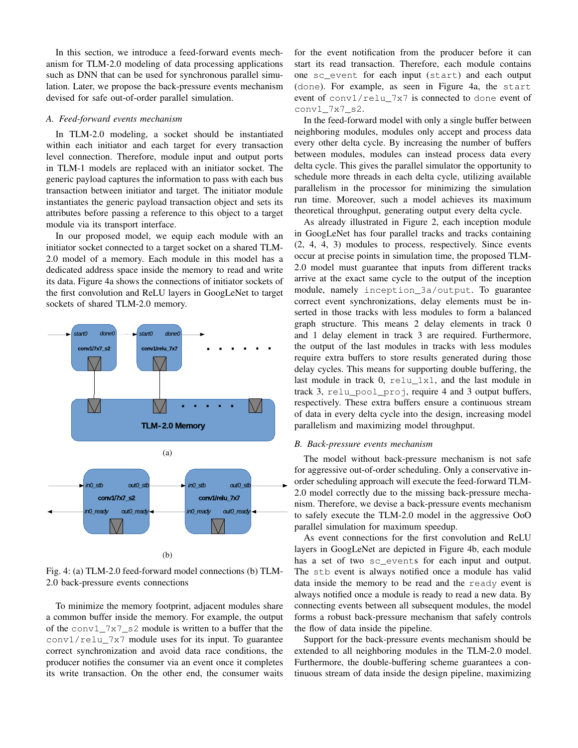In this section, we introduce a feed-forward events mechanism for TLM-2.0 modeling of data processing applications such as DNN that can be used for synchronous parallel simulation. Later, we propose the back-pressure events mechanism devised for safe out-of-order parallel simulation.

### A. Feed-forward events mechanism

In TLM-2.0 modeling, a socket should be instantiated within each initiator and each target for every transaction level connection. Therefore, module input and output ports in TLM-1 models are replaced with an initiator socket. The generic payload captures the information to pass with each bus transaction between initiator and target. The initiator module instantiates the generic payload transaction object and sets its attributes before passing a reference to this object to a target module via its transport interface.

In our proposed model, we equip each module with an initiator socket connected to a target socket on a shared TLM-2.0 model of a memory. Each module in this model has a dedicated address space inside the memory to read and write its data. Figure 4a shows the connections of initiator sockets of the first convolution and ReLU layers in GoogLeNet to target sockets of shared TLM-2.0 memory.

Fig. 4: (a) TLM-2.0 feed-forward model connections (b) TLM-2.0 back-pressure events connections

To minimize the memory footprint, adjacent modules share a common buffer inside the memory. For example, the output of the `conv1_7x7_s2` module is written to a buffer that the `conv1/relu_7x7` module uses for its input. To guarantee correct synchronization and avoid data race conditions, the producer notifies the consumer via an event once it completes its write transaction. On the other end, the consumer waits for the event notification from the producer before it can start its read transaction. Therefore, each module contains one `sc_event` for each input (`start`) and each output (`done`). For example, as seen in Figure 4a, the `start` event of `conv1/relu_7x7` is connected to `done` event of `conv1_7x7_s2`.

In the feed-forward model with only a single buffer between neighboring modules, modules only accept and process data every other delta cycle. By increasing the number of buffers between modules, modules can instead process data every delta cycle. This gives the parallel simulator the opportunity to schedule more threads in each delta cycle, utilizing available parallelism in the processor for minimizing the simulation run time. Moreover, such a model achieves its maximum theoretical throughput, generating output every delta cycle.

As already illustrated in Figure 2, each inception module in GoogLeNet has four parallel tracks and tracks containing (2, 4, 4, 3) modules to process, respectively. Since events occur at precise points in simulation time, the proposed TLM-2.0 model must guarantee that inputs from different tracks arrive at the exact same cycle to the output of the inception module, namely `inception_3a/output`. To guarantee correct event synchronizations, delay elements must be inserted in those tracks with less modules to form a balanced graph structure. This means 2 delay elements in track 0 and 1 delay element in track 3 are required. Furthermore, the output of the last modules in tracks with less modules require extra buffers to store results generated during those delay cycles. This means for supporting double buffering, the last module in track 0, `relu_1x1`, and the last module in track 3, `relu_pool_proj`, require 4 and 3 output buffers, respectively. These extra buffers ensure a continuous stream of data in every delta cycle into the design, increasing model parallelism and maximizing model throughput.

### B. Back-pressure events mechanism

The model without back-pressure mechanism is not safe for aggressive out-of-order scheduling. Only a conservative in-order scheduling approach will execute the feed-forward TLM-2.0 model correctly due to the missing back-pressure mechanism. Therefore, we devise a back-pressure events mechanism to safely execute the TLM-2.0 model in the aggressive OoO parallel simulation for maximum speedup.

As event connections for the first convolution and ReLU layers in GoogLeNet are depicted in Figure 4b, each module has a set of two `sc_events` for each input and output. The `stb` event is always notified once a module has valid data inside the memory to be read and the `ready` event is always notified once a module is ready to read a new data. By connecting events between all subsequent modules, the model forms a robust back-pressure mechanism that safely controls the flow of data inside the pipeline.

Support for the back-pressure events mechanism should be extended to all neighboring modules in the TLM-2.0 model. Furthermore, the double-buffering scheme guarantees a continuous stream of data inside the design pipeline, maximizing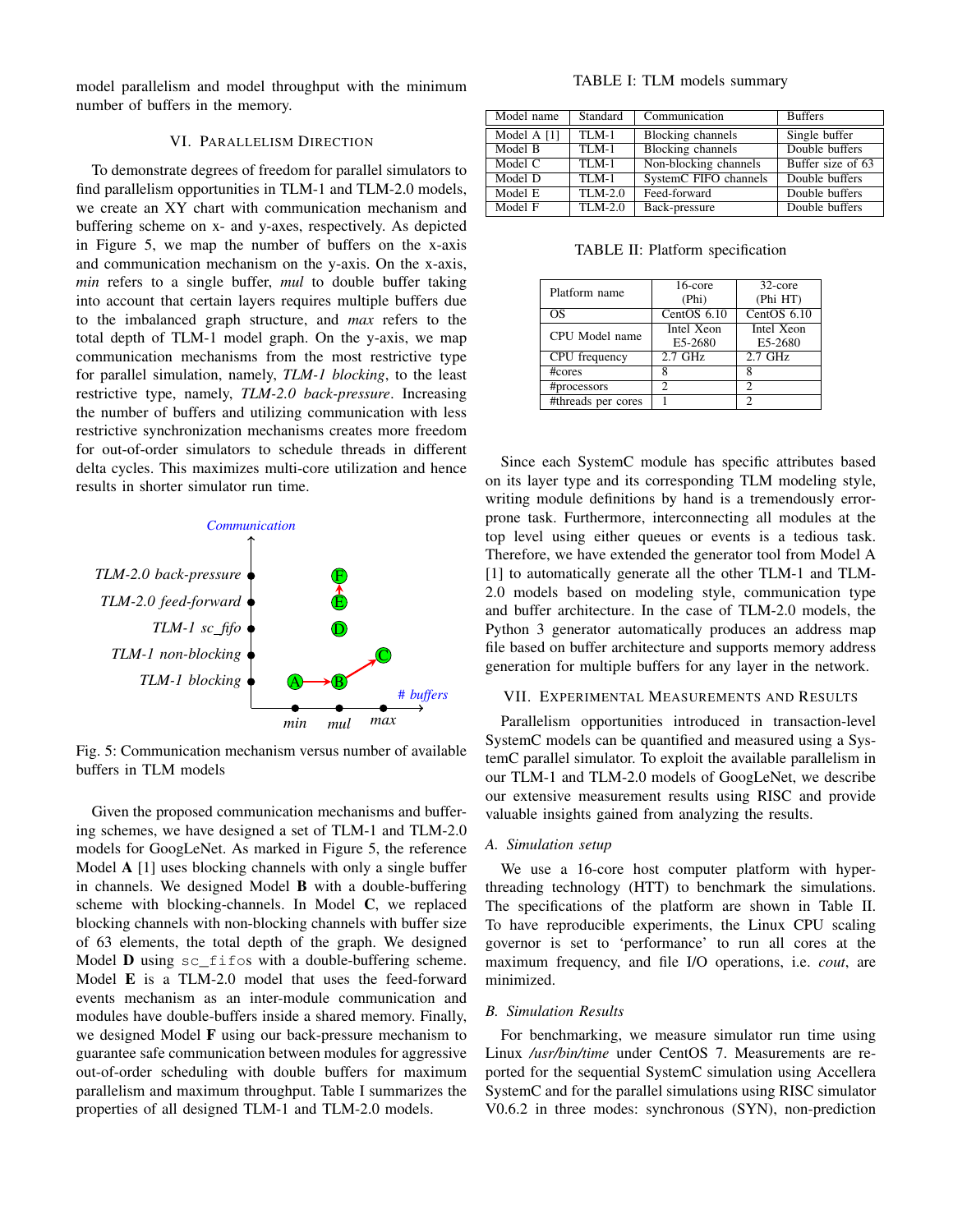model parallelism and model throughput with the minimum number of buffers in the memory.

## VI. Parallelism Direction

To demonstrate degrees of freedom for parallel simulators to find parallelism opportunities in TLM-1 and TLM-2.0 models, we create an XY chart with communication mechanism and buffering scheme on x- and y-axes, respectively. As depicted in Figure 5, we map the number of buffers on the x-axis and communication mechanism on the y-axis. On the x-axis, *min* refers to a single buffer, *mul* to double buffer taking into account that certain layers requires multiple buffers due to the imbalanced graph structure, and *max* refers to the total depth of TLM-1 model graph. On the y-axis, we map communication mechanisms from the most restrictive type for parallel simulation, namely, *TLM-1 blocking*, to the least restrictive type, namely, *TLM-2.0 back-pressure*. Increasing the number of buffers and utilizing communication with less restrictive synchronization mechanisms creates more freedom for out-of-order simulators to schedule threads in different delta cycles. This maximizes multi-core utilization and hence results in shorter simulator run time.

Fig. 5: Communication mechanism versus number of available buffers in TLM models

Given the proposed communication mechanisms and buffering schemes, we have designed a set of TLM-1 and TLM-2.0 models for GoogLeNet. As marked in Figure 5, the reference Model **A** [1] uses blocking channels with only a single buffer in channels. We designed Model **B** with a double-buffering scheme with blocking-channels. In Model **C**, we replaced blocking channels with non-blocking channels with buffer size of 63 elements, the total depth of the graph. We designed Model **D** using `sc_fifo`s with a double-buffering scheme. Model **E** is a TLM-2.0 model that uses the feed-forward events mechanism as an inter-module communication and modules have double-buffers inside a shared memory. Finally, we designed Model **F** using our back-pressure mechanism to guarantee safe communication between modules for aggressive out-of-order scheduling with double buffers for maximum parallelism and maximum throughput. Table I summarizes the properties of all designed TLM-1 and TLM-2.0 models.

TABLE I: TLM models summary

| Model name | Standard | Communication | Buffers |
|---|---|---|---|
| Model A [1] | TLM-1 | Blocking channels | Single buffer |
| Model B | TLM-1 | Blocking channels | Double buffers |
| Model C | TLM-1 | Non-blocking channels | Buffer size of 63 |
| Model D | TLM-1 | SystemC FIFO channels | Double buffers |
| Model E | TLM-2.0 | Feed-forward | Double buffers |
| Model F | TLM-2.0 | Back-pressure | Double buffers |

TABLE II: Platform specification

| Platform name | 16-core (Phi) | 32-core (Phi HT) |
|---|---|---|
| OS | CentOS 6.10 | CentOS 6.10 |
| CPU Model name | Intel Xeon E5-2680 | Intel Xeon E5-2680 |
| CPU frequency | 2.7 GHz | 2.7 GHz |
| #cores | 8 | 8 |
| #processors | 2 | 2 |
| #threads per cores | 1 | 2 |

Since each SystemC module has specific attributes based on its layer type and its corresponding TLM modeling style, writing module definitions by hand is a tremendously error-prone task. Furthermore, interconnecting all modules at the top level using either queues or events is a tedious task. Therefore, we have extended the generator tool from Model A [1] to automatically generate all the other TLM-1 and TLM-2.0 models based on modeling style, communication type and buffer architecture. In the case of TLM-2.0 models, the Python 3 generator automatically produces an address map file based on buffer architecture and supports memory address generation for multiple buffers for any layer in the network.

## VII. Experimental Measurements and Results

Parallelism opportunities introduced in transaction-level SystemC models can be quantified and measured using a SystemC parallel simulator. To exploit the available parallelism in our TLM-1 and TLM-2.0 models of GoogLeNet, we describe our extensive measurement results using RISC and provide valuable insights gained from analyzing the results.

### A. Simulation setup

We use a 16-core host computer platform with hyper-threading technology (HTT) to benchmark the simulations. The specifications of the platform are shown in Table II. To have reproducible experiments, the Linux CPU scaling governor is set to 'performance' to run all cores at the maximum frequency, and file I/O operations, i.e. *cout*, are minimized.

### B. Simulation Results

For benchmarking, we measure simulator run time using Linux */usr/bin/time* under CentOS 7. Measurements are reported for the sequential SystemC simulation using Accellera SystemC and for the parallel simulations using RISC simulator V0.6.2 in three modes: synchronous (SYN), non-prediction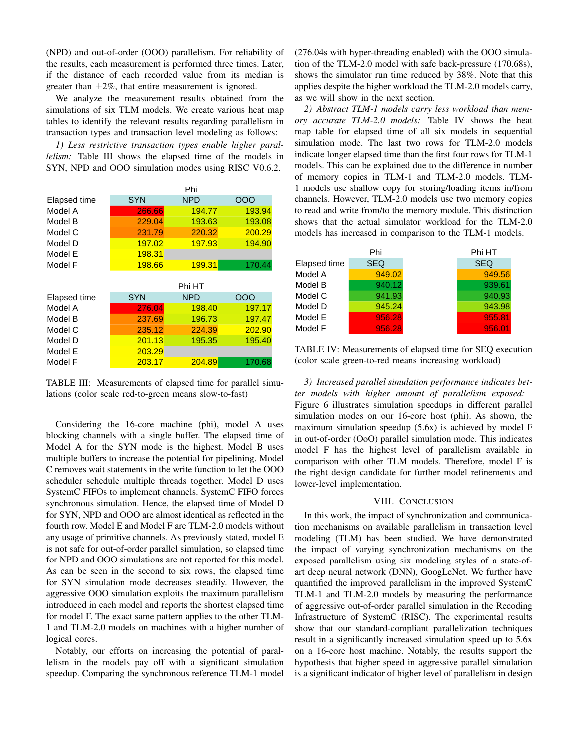(NPD) and out-of-order (OOO) parallelism. For reliability of the results, each measurement is performed three times. Later, if the distance of each recorded value from its median is greater than $\pm 2\%$, that entire measurement is ignored.

We analyze the measurement results obtained from the simulations of six TLM models. We create various heat map tables to identify the relevant results regarding parallelism in transaction types and transaction level modeling as follows:

*1) Less restrictive transaction types enable higher parallelism:* Table III shows the elapsed time of the models in SYN, NPD and OOO simulation modes using RISC V0.6.2.

| | Phi | | |
|---|---|---|---|
| Elapsed time | SYN | NPD | OOO |
| Model A | 266.66 | 194.77 | 193.94 |
| Model B | 229.04 | 193.63 | 193.08 |
| Model C | 231.79 | 220.32 | 200.29 |
| Model D | 197.02 | 197.93 | 194.90 |
| Model E | 198.31 | | |
| Model F | 198.66 | 199.31 | 170.44 |

| | Phi HT | | |
|---|---|---|---|
| Elapsed time | SYN | NPD | OOO |
| Model A | 276.04 | 198.40 | 197.17 |
| Model B | 237.69 | 196.73 | 197.47 |
| Model C | 235.12 | 224.39 | 202.90 |
| Model D | 201.13 | 195.35 | 195.40 |
| Model E | 203.29 | | |
| Model F | 203.17 | 204.89 | 170.68 |

TABLE III: Measurements of elapsed time for parallel simulations (color scale red-to-green means slow-to-fast)

Considering the 16-core machine (phi), model A uses blocking channels with a single buffer. The elapsed time of Model A for the SYN mode is the highest. Model B uses multiple buffers to increase the potential for pipelining. Model C removes wait statements in the write function to let the OOO scheduler schedule multiple threads together. Model D uses SystemC FIFOs to implement channels. SystemC FIFO forces synchronous simulation. Hence, the elapsed time of Model D for SYN, NPD and OOO are almost identical as reflected in the fourth row. Model E and Model F are TLM-2.0 models without any usage of primitive channels. As previously stated, model E is not safe for out-of-order parallel simulation, so elapsed time for NPD and OOO simulations are not reported for this model. As can be seen in the second to six rows, the elapsed time for SYN simulation mode decreases steadily. However, the aggressive OOO simulation exploits the maximum parallelism introduced in each model and reports the shortest elapsed time for model F. The exact same pattern applies to the other TLM-1 and TLM-2.0 models on machines with a higher number of logical cores.

Notably, our efforts on increasing the potential of parallelism in the models pay off with a significant simulation speedup. Comparing the synchronous reference TLM-1 model (276.04s with hyper-threading enabled) with the OOO simulation of the TLM-2.0 model with safe back-pressure (170.68s), shows the simulator run time reduced by 38%. Note that this applies despite the higher workload the TLM-2.0 models carry, as we will show in the next section.

*2) Abstract TLM-1 models carry less workload than memory accurate TLM-2.0 models:* Table IV shows the heat map table for elapsed time of all six models in sequential simulation mode. The last two rows for TLM-2.0 models indicate longer elapsed time than the first four rows for TLM-1 models. This can be explained due to the difference in number of memory copies in TLM-1 and TLM-2.0 models. TLM-1 models use shallow copy for storing/loading items in/from channels. However, TLM-2.0 models use two memory copies to read and write from/to the memory module. This distinction shows that the actual simulator workload for the TLM-2.0 models has increased in comparison to the TLM-1 models.

| | Phi | Phi HT |
|---|---|---|
| Elapsed time | SEQ | SEQ |
| Model A | 949.02 | 949.56 |
| Model B | 940.12 | 939.61 |
| Model C | 941.93 | 940.93 |
| Model D | 945.24 | 943.98 |
| Model E | 956.28 | 955.81 |
| Model F | 956.28 | 956.01 |

TABLE IV: Measurements of elapsed time for SEQ execution (color scale green-to-red means increasing workload)

*3) Increased parallel simulation performance indicates better models with higher amount of parallelism exposed:* Figure 6 illustrates simulation speedups in different parallel simulation modes on our 16-core host (phi). As shown, the maximum simulation speedup (5.6x) is achieved by model F in out-of-order (OoO) parallel simulation mode. This indicates model F has the highest level of parallelism available in comparison with other TLM models. Therefore, model F is the right design candidate for further model refinements and lower-level implementation.

## VIII. Conclusion

In this work, the impact of synchronization and communication mechanisms on available parallelism in transaction level modeling (TLM) has been studied. We have demonstrated the impact of varying synchronization mechanisms on the exposed parallelism using six modeling styles of a state-of-art deep neural network (DNN), GoogLeNet. We further have quantified the improved parallelism in the improved SystemC TLM-1 and TLM-2.0 models by measuring the performance of aggressive out-of-order parallel simulation in the Recoding Infrastructure of SystemC (RISC). The experimental results show that our standard-compliant parallelization techniques result in a significantly increased simulation speed up to 5.6x on a 16-core host machine. Notably, the results support the hypothesis that higher speed in aggressive parallel simulation is a significant indicator of higher level of parallelism in design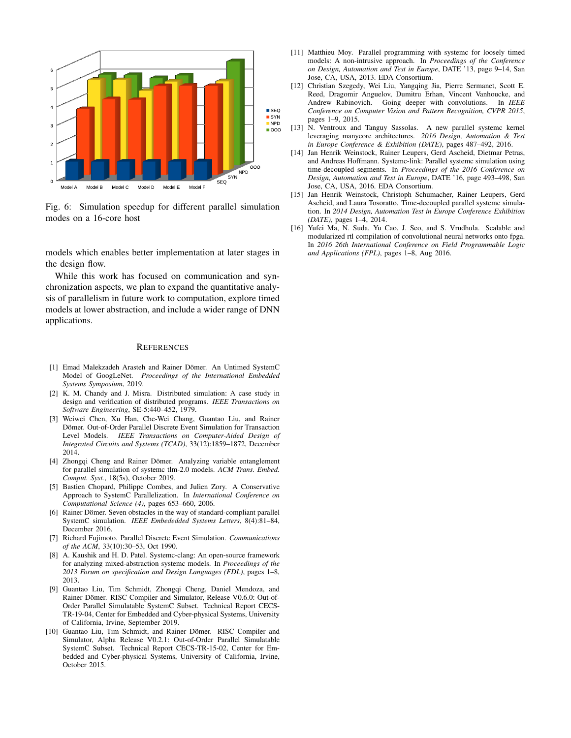6
5
4
3
2
1
0

Model A Model B Model C Model D Model E Model F

SEQ SYN NPD OOO

SEQ
SYN
NPD
OOO

Fig. 6: Simulation speedup for different parallel simulation modes on a 16-core host

models which enables better implementation at later stages in the design flow.

While this work has focused on communication and synchronization aspects, we plan to expand the quantitative analysis of parallelism in future work to computation, explore timed models at lower abstraction, and include a wider range of DNN applications.

## References

[1] Emad Malekzadeh Arasteh and Rainer Dömer. An Untimed SystemC Model of GoogLeNet. *Proceedings of the International Embedded Systems Symposium*, 2019.

[2] K. M. Chandy and J. Misra. Distributed simulation: A case study in design and verification of distributed programs. *IEEE Transactions on Software Engineering*, SE-5:440–452, 1979.

[3] Weiwei Chen, Xu Han, Che-Wei Chang, Guantao Liu, and Rainer Dömer. Out-of-Order Parallel Discrete Event Simulation for Transaction Level Models. *IEEE Transactions on Computer-Aided Design of Integrated Circuits and Systems (TCAD)*, 33(12):1859–1872, December 2014.

[4] Zhongqi Cheng and Rainer Dömer. Analyzing variable entanglement for parallel simulation of systemc tlm-2.0 models. *ACM Trans. Embed. Comput. Syst.*, 18(5s), October 2019.

[5] Bastien Chopard, Philippe Combes, and Julien Zory. A Conservative Approach to SystemC Parallelization. In *International Conference on Computational Science (4)*, pages 653–660, 2006.

[6] Rainer Dömer. Seven obstacles in the way of standard-compliant parallel SystemC simulation. *IEEE Embededded Systems Letters*, 8(4):81–84, December 2016.

[7] Richard Fujimoto. Parallel Discrete Event Simulation. *Communications of the ACM*, 33(10):30–53, Oct 1990.

[8] A. Kaushik and H. D. Patel. Systemc-clang: An open-source framework for analyzing mixed-abstraction systemc models. In *Proceedings of the 2013 Forum on specification and Design Languages (FDL)*, pages 1–8, 2013.

[9] Guantao Liu, Tim Schmidt, Zhongqi Cheng, Daniel Mendoza, and Rainer Dömer. RISC Compiler and Simulator, Release V0.6.0: Out-of-Order Parallel Simulatable SystemC Subset. Technical Report CECS-TR-19-04, Center for Embedded and Cyber-physical Systems, University of California, Irvine, September 2019.

[10] Guantao Liu, Tim Schmidt, and Rainer Dömer. RISC Compiler and Simulator, Alpha Release V0.2.1: Out-of-Order Parallel Simulatable SystemC Subset. Technical Report CECS-TR-15-02, Center for Embedded and Cyber-physical Systems, University of California, Irvine, October 2015.

[11] Matthieu Moy. Parallel programming with systemc for loosely timed models: A non-intrusive approach. In *Proceedings of the Conference on Design, Automation and Test in Europe*, DATE '13, page 9–14, San Jose, CA, USA, 2013. EDA Consortium.

[12] Christian Szegedy, Wei Liu, Yangqing Jia, Pierre Sermanet, Scott E. Reed, Dragomir Anguelov, Dumitru Erhan, Vincent Vanhoucke, and Andrew Rabinovich. Going deeper with convolutions. In *IEEE Conference on Computer Vision and Pattern Recognition, CVPR 2015*, pages 1–9, 2015.

[13] N. Ventroux and Tanguy Sassolas. A new parallel systemc kernel leveraging manycore architectures. *2016 Design, Automation & Test in Europe Conference & Exhibition (DATE)*, pages 487–492, 2016.

[14] Jan Henrik Weinstock, Rainer Leupers, Gerd Ascheid, Dietmar Petras, and Andreas Hoffmann. Systemc-link: Parallel systemc simulation using time-decoupled segments. In *Proceedings of the 2016 Conference on Design, Automation and Test in Europe*, DATE '16, page 493–498, San Jose, CA, USA, 2016. EDA Consortium.

[15] Jan Henrik Weinstock, Christoph Schumacher, Rainer Leupers, Gerd Ascheid, and Laura Tosoratto. Time-decoupled parallel systemc simulation. In *2014 Design, Automation Test in Europe Conference Exhibition (DATE)*, pages 1–4, 2014.

[16] Yufei Ma, N. Suda, Yu Cao, J. Seo, and S. Vrudhula. Scalable and modularized rtl compilation of convolutional neural networks onto fpga. In *2016 26th International Conference on Field Programmable Logic and Applications (FPL)*, pages 1–8, Aug 2016.